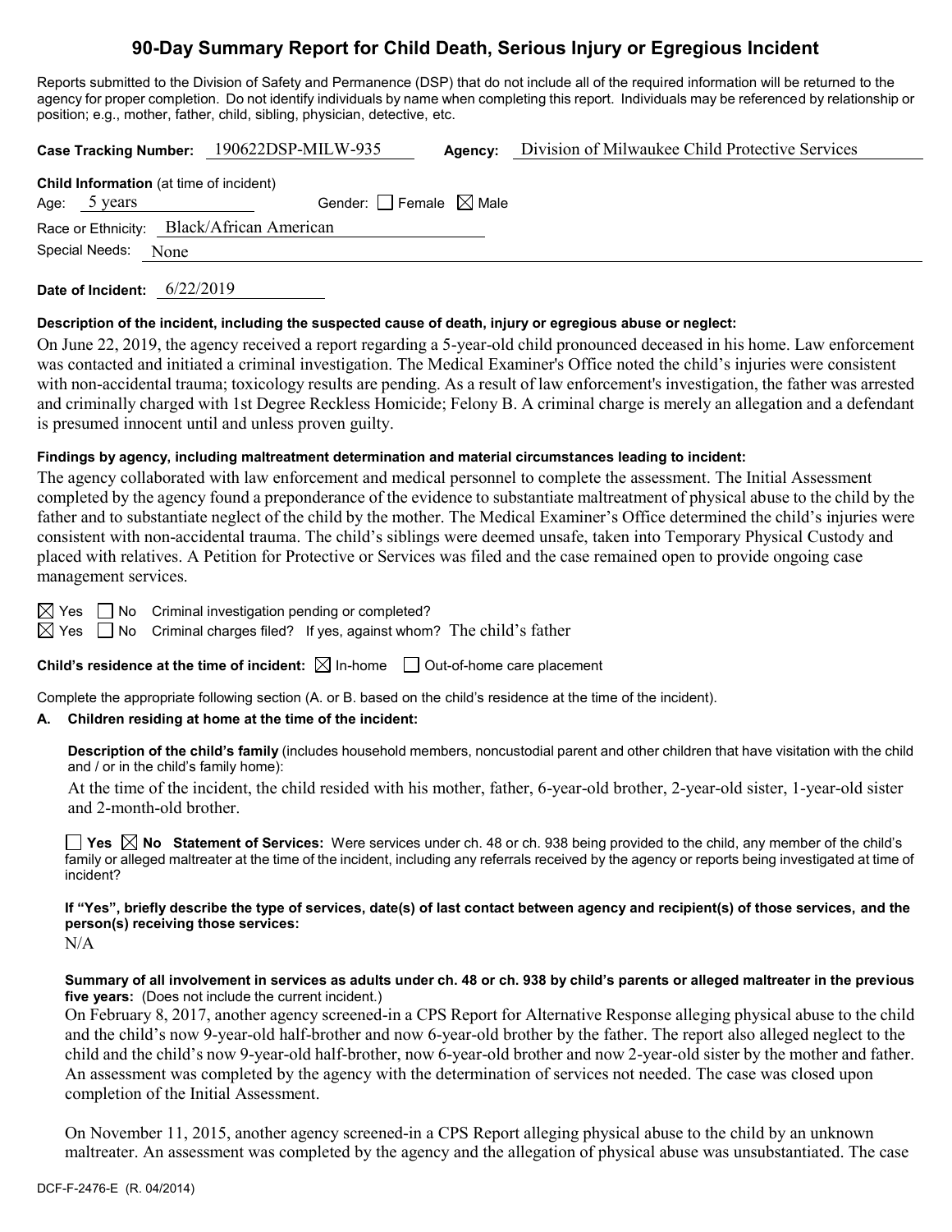# 90-Day Summary Report for Child Death, Serious Injury or Egregious Incident

Reports submitted to the Division of Safety and Permanence (DSP) that do not include all of the required information will be returned to the agency for proper completion. Do not identify individuals by name when completing this report. Individuals may be referenced by relationship or position; e.g., mother, father, child, sibling, physician, detective, etc.

**Case Tracking Number:** 190622DSP-MILW-935 **Agency:** Division of Milwaukee Child Protective Services

**Child Information** (at time of incident)

Age: 5 years Gender: ☐ Female ☒ Male

Race or Ethnicity: Black/African American

Special Needs: None

**Date of Incident:** 6/22/2019

**Description of the incident, including the suspected cause of death, injury or egregious abuse or neglect:**

On June 22, 2019, the agency received a report regarding a 5-year-old child pronounced deceased in his home. Law enforcement was contacted and initiated a criminal investigation. The Medical Examiner's Office noted the child's injuries were consistent with non-accidental trauma; toxicology results are pending. As a result of law enforcement's investigation, the father was arrested and criminally charged with 1st Degree Reckless Homicide; Felony B. A criminal charge is merely an allegation and a defendant is presumed innocent until and unless proven guilty.

**Findings by agency, including maltreatment determination and material circumstances leading to incident:**

The agency collaborated with law enforcement and medical personnel to complete the assessment. The Initial Assessment completed by the agency found a preponderance of the evidence to substantiate maltreatment of physical abuse to the child by the father and to substantiate neglect of the child by the mother. The Medical Examiner's Office determined the child's injuries were consistent with non-accidental trauma. The child's siblings were deemed unsafe, taken into Temporary Physical Custody and placed with relatives. A Petition for Protective or Services was filed and the case remained open to provide ongoing case management services.

☒ Yes ☐ No Criminal investigation pending or completed?

☒ Yes ☐ No Criminal charges filed? If yes, against whom? The child's father

**Child's residence at the time of incident:** ☒ In-home ☐ Out-of-home care placement

Complete the appropriate following section (A. or B. based on the child's residence at the time of the incident).

**A. Children residing at home at the time of the incident:**

**Description of the child's family** (includes household members, noncustodial parent and other children that have visitation with the child and / or in the child's family home):

At the time of the incident, the child resided with his mother, father, 6-year-old brother, 2-year-old sister, 1-year-old sister and 2-month-old brother.

☐ **Yes** ☒ **No Statement of Services:** Were services under ch. 48 or ch. 938 being provided to the child, any member of the child's family or alleged maltreater at the time of the incident, including any referrals received by the agency or reports being investigated at time of incident?

**If "Yes", briefly describe the type of services, date(s) of last contact between agency and recipient(s) of those services, and the person(s) receiving those services:**

N/A

**Summary of all involvement in services as adults under ch. 48 or ch. 938 by child's parents or alleged maltreater in the previous five years:** (Does not include the current incident.)

On February 8, 2017, another agency screened-in a CPS Report for Alternative Response alleging physical abuse to the child and the child's now 9-year-old half-brother and now 6-year-old brother by the father. The report also alleged neglect to the child and the child's now 9-year-old half-brother, now 6-year-old brother and now 2-year-old sister by the mother and father. An assessment was completed by the agency with the determination of services not needed. The case was closed upon completion of the Initial Assessment.

On November 11, 2015, another agency screened-in a CPS Report alleging physical abuse to the child by an unknown maltreater. An assessment was completed by the agency and the allegation of physical abuse was unsubstantiated. The case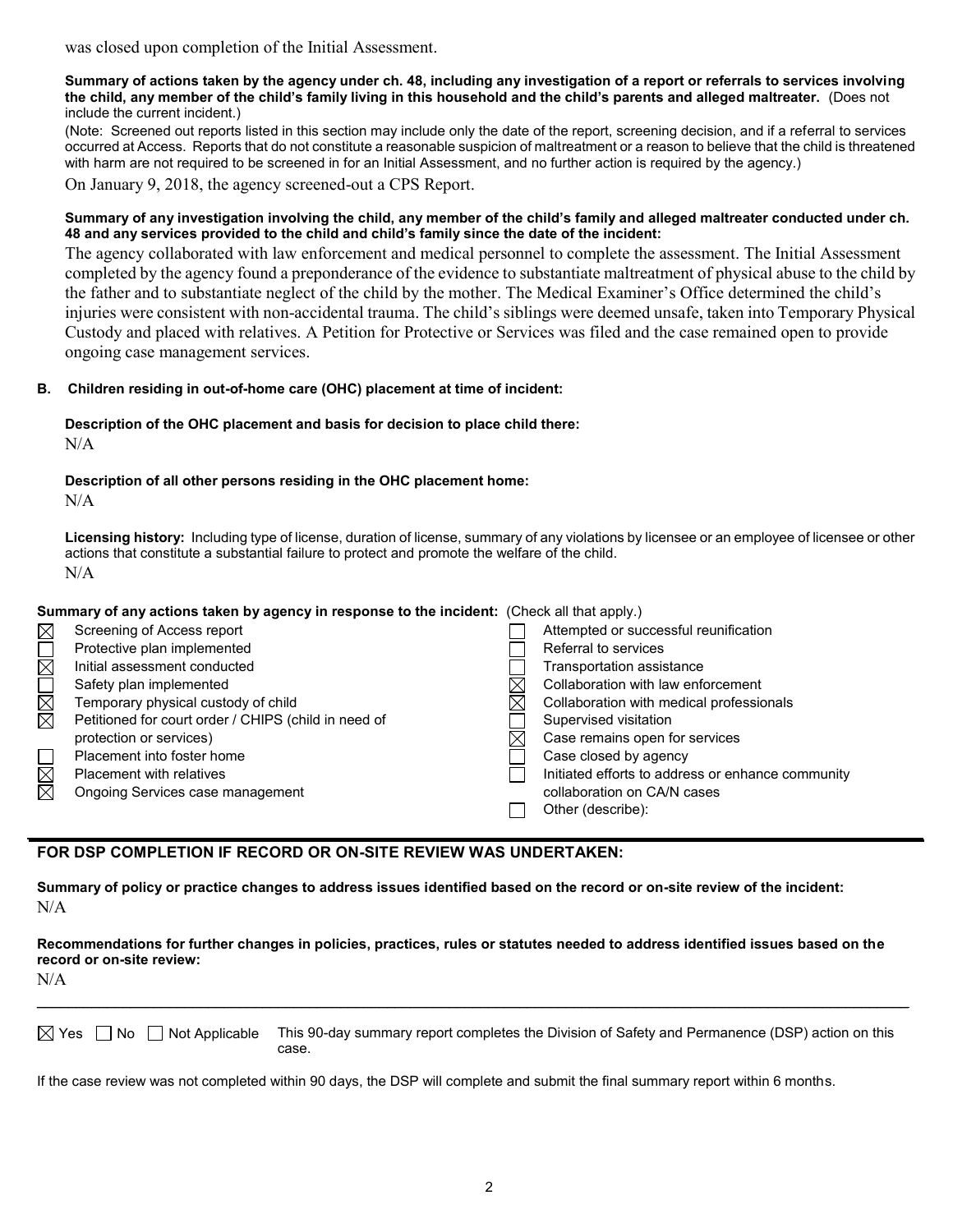was closed upon completion of the Initial Assessment.

**Summary of actions taken by the agency under ch. 48, including any investigation of a report or referrals to services involving the child, any member of the child's family living in this household and the child's parents and alleged maltreater.** (Does not include the current incident.)

(Note: Screened out reports listed in this section may include only the date of the report, screening decision, and if a referral to services occurred at Access. Reports that do not constitute a reasonable suspicion of maltreatment or a reason to believe that the child is threatened with harm are not required to be screened in for an Initial Assessment, and no further action is required by the agency.)

On January 9, 2018, the agency screened-out a CPS Report.

**Summary of any investigation involving the child, any member of the child's family and alleged maltreater conducted under ch. 48 and any services provided to the child and child's family since the date of the incident:**

The agency collaborated with law enforcement and medical personnel to complete the assessment. The Initial Assessment completed by the agency found a preponderance of the evidence to substantiate maltreatment of physical abuse to the child by the father and to substantiate neglect of the child by the mother. The Medical Examiner's Office determined the child's injuries were consistent with non-accidental trauma. The child's siblings were deemed unsafe, taken into Temporary Physical Custody and placed with relatives. A Petition for Protective or Services was filed and the case remained open to provide ongoing case management services.

**B. Children residing in out-of-home care (OHC) placement at time of incident:**

**Description of the OHC placement and basis for decision to place child there:**

N/A

**Description of all other persons residing in the OHC placement home:**

N/A

**Licensing history:** Including type of license, duration of license, summary of any violations by licensee or an employee of licensee or other actions that constitute a substantial failure to protect and promote the welfare of the child.

N/A

**Summary of any actions taken by agency in response to the incident:** (Check all that apply.)

- ☒ Screening of Access report
- ☐ Protective plan implemented
- ☒ Initial assessment conducted
- ☐ Safety plan implemented
- ☒ Temporary physical custody of child
- ☒ Petitioned for court order / CHIPS (child in need of protection or services)
- ☐ Placement into foster home
- ☒ Placement with relatives
- ☒ Ongoing Services case management
- ☐ Attempted or successful reunification
- ☐ Referral to services
- ☐ Transportation assistance
- ☒ Collaboration with law enforcement
- ☒ Collaboration with medical professionals
- ☐ Supervised visitation
- ☒ Case remains open for services
- ☐ Case closed by agency
- ☐ Initiated efforts to address or enhance community collaboration on CA/N cases
- ☐ Other (describe):

## FOR DSP COMPLETION IF RECORD OR ON-SITE REVIEW WAS UNDERTAKEN:

**Summary of policy or practice changes to address issues identified based on the record or on-site review of the incident:**

N/A

**Recommendations for further changes in policies, practices, rules or statutes needed to address identified issues based on the record or on-site review:**

N/A

---

☒ Yes ☐ No ☐ Not Applicable This 90-day summary report completes the Division of Safety and Permanence (DSP) action on this case.

If the case review was not completed within 90 days, the DSP will complete and submit the final summary report within 6 months.